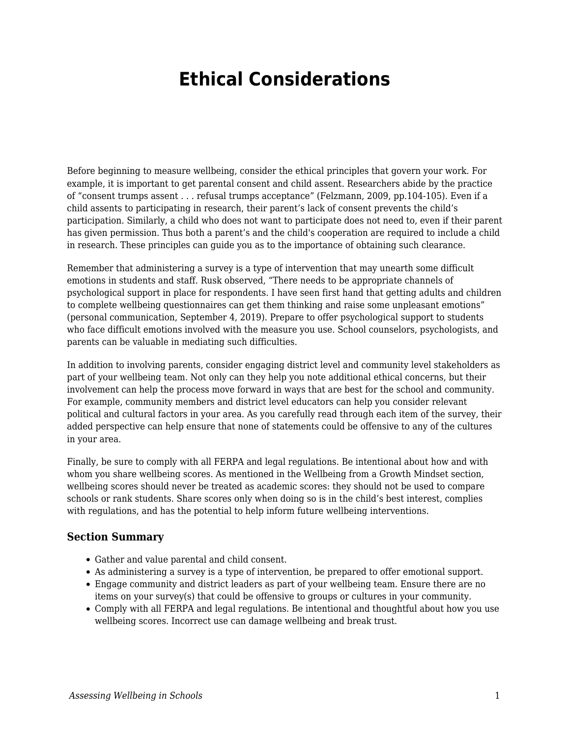# Ethical Considerations

Before beginning to measure wellbeing, consider the ethical principles that govern your work. For example, it is important to get parental consent and child assent. Researchers abide by the practice of "consent trumps assent . . . refusal trumps acceptance" (Felzmann, 2009, pp.104-105). Even if a child assents to participating in research, their parent's lack of consent prevents the child's participation. Similarly, a child who does not want to participate does not need to, even if their parent has given permission. Thus both a parent's and the child's cooperation are required to include a child in research. These principles can guide you as to the importance of obtaining such clearance.

Remember that administering a survey is a type of intervention that may unearth some difficult emotions in students and staff. Rusk observed, "There needs to be appropriate channels of psychological support in place for respondents. I have seen first hand that getting adults and children to complete wellbeing questionnaires can get them thinking and raise some unpleasant emotions" (personal communication, September 4, 2019). Prepare to offer psychological support to students who face difficult emotions involved with the measure you use. School counselors, psychologists, and parents can be valuable in mediating such difficulties.

In addition to involving parents, consider engaging district level and community level stakeholders as part of your wellbeing team. Not only can they help you note additional ethical concerns, but their involvement can help the process move forward in ways that are best for the school and community. For example, community members and district level educators can help you consider relevant political and cultural factors in your area. As you carefully read through each item of the survey, their added perspective can help ensure that none of statements could be offensive to any of the cultures in your area.

Finally, be sure to comply with all FERPA and legal regulations. Be intentional about how and with whom you share wellbeing scores. As mentioned in the Wellbeing from a Growth Mindset section, wellbeing scores should never be treated as academic scores: they should not be used to compare schools or rank students. Share scores only when doing so is in the child's best interest, complies with regulations, and has the potential to help inform future wellbeing interventions.

### Section Summary

- Gather and value parental and child consent.
- As administering a survey is a type of intervention, be prepared to offer emotional support.
- Engage community and district leaders as part of your wellbeing team. Ensure there are no items on your survey(s) that could be offensive to groups or cultures in your community.
- Comply with all FERPA and legal regulations. Be intentional and thoughtful about how you use wellbeing scores. Incorrect use can damage wellbeing and break trust.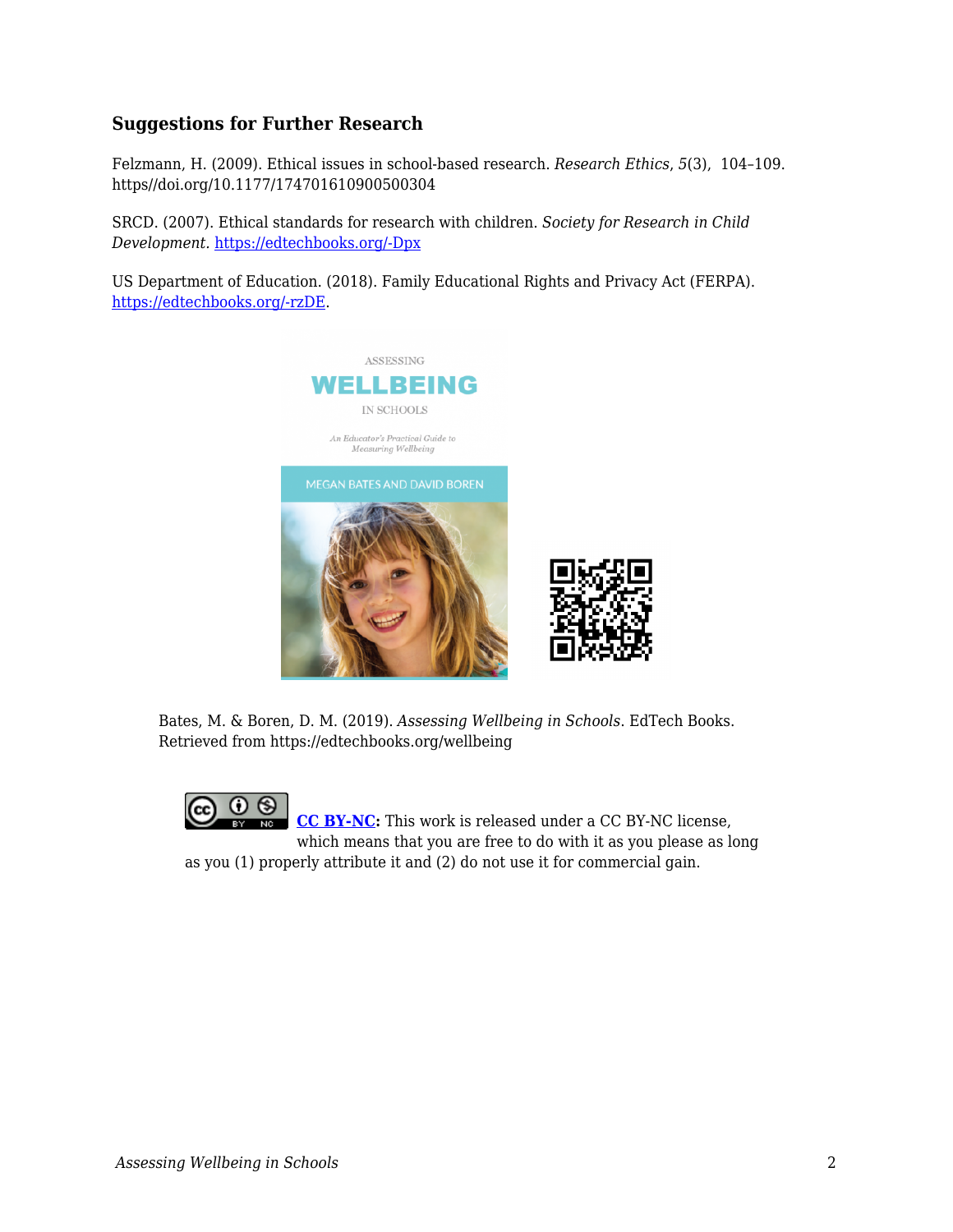### Suggestions for Further Research

Felzmann, H. (2009). Ethical issues in school-based research. *Research Ethics*, *5*(3), 104–109. https//doi.org/10.1177/174701610900500304

SRCD. (2007). Ethical standards for research with children. *Society for Research in Child Development.* https://edtechbooks.org/-Dpx

US Department of Education. (2018). Family Educational Rights and Privacy Act (FERPA). https://edtechbooks.org/-rzDE.

Bates, M. & Boren, D. M. (2019). *Assessing Wellbeing in Schools*. EdTech Books. Retrieved from https://edtechbooks.org/wellbeing

**CC BY-NC:** This work is released under a CC BY-NC license, which means that you are free to do with it as you please as long as you (1) properly attribute it and (2) do not use it for commercial gain.